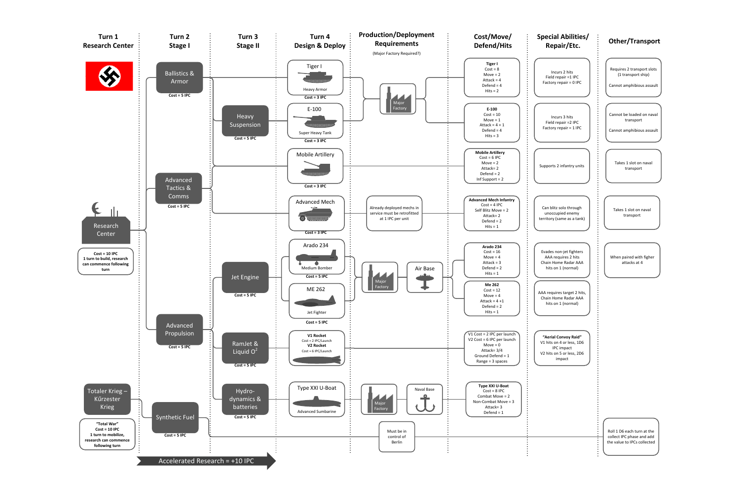# Research Tree

| Turn 1 Research Center | Turn 2 Stage I | Turn 3 Stage II | Turn 4 Design & Deploy | Production/Deployment Requirements (Major Factory Required?) | Cost/Move/Defend/Hits | Special Abilities/Repair/Etc. | Other/Transport |
|---|---|---|---|---|---|---|---|
| Research Center (Cost = 10 IPC; 1 turn to build, research can commence following turn) | Ballistics & Armor (Cost = 5 IPC) | | Tiger I – Heavy Armor (Cost = 3 IPC) | Major Factory | **Tiger I** Cost = 8, Move = 2, Attack = 4, Defend = 4, Hits = 2 | Incurs 2 hits, Field repair =1 IPC, Factory repair = 0 IPC | Requires 2 transport slots (1 transport ship), Cannot amphibious assault |
| | Ballistics & Armor | Heavy Suspension (Cost = 5 IPC) | E-100 – Super Heavy Tank (Cost = 3 IPC) | Major Factory | **E-100** Cost = 10, Move = 1, Attack = 4 + 1, Defend = 4, Hits = 3 | Incurs 3 hits, Field repair =2 IPC, Factory repair = 1 IPC | Cannot be loaded on naval transport, Cannot amphibious assault |
| | Ballistics & Armor / Advanced Tactics & Comms | | Mobile Artillery (Cost = 3 IPC) | | **Mobile Artillery** Cost = 6 IPC, Move = 2, Attack= 2, Defend = 2, Inf Support = 2 | Supports 2 infantry units | Takes 1 slot on naval transport |
| | Advanced Tactics & Comms (Cost = 5 IPC) | | Advanced Mech (Cost = 3 IPC) | Already deployed mechs in service must be retrofitted at 1 IPC per unit | **Advanced Mech Infantry** Cost = 4 IPC, Self Blitz Move = 2, Attack= 2, Defend = 2, Hits = 1 | Can blitz solo through unoccupied enemy territory (same as a tank) | Takes 1 slot on naval transport |
| | Advanced Propulsion (Cost = 5 IPC) | Jet Engine (Cost = 5 IPC) | Arado 234 – Medium Bomber (Cost = 5 IPC) | Major Factory, Air Base | **Arado 234** Cost = 16, Move = 4, Attack = 3, Defend = 2, Hits = 1 | Evades non-jet fighters, AAA requires 2 hits, Chain Home Radar AAA hits on 1 (normal) | When paired with figher attacks at 4 |
| | Advanced Propulsion | Jet Engine | ME 262 – Jet Fighter (Cost = 5 IPC) | Major Factory, Air Base | **Me 262** Cost = 12, Move = 4, Attack = 4 +1, Defend = 2, Hits = 1 | AAA requires target 2 hits, Chain Home Radar AAA hits on 1 (normal) | |
| | Advanced Propulsion | RamJet & Liquid $O^2$ (Cost = 5 IPC) | **V1 Rocket** Cost = 2 IPC/Launch; **V2 Rocket** Cost = 6 IPC/Launch | | V1 Cost = 2 IPC per launch, V2 Cost = 6 IPC per launch, Move = 0, Attack= 3/4, Ground Defend = 1, Range = 3 spaces | **"Aerial Convoy Raid"** V1 hits on 4 or less, 1D6 IPC impact; V2 hits on 5 or less, 2D6 impact | |
| | Advanced Propulsion | Hydro-dynamics & batteries (Cost = 5 IPC) | Type XXI U-Boat – Advanced Sumbarine | Major Factory, Naval Base | **Type XXI U-Boat** Cost = 8 IPC, Combat Move = 2, Non-Combat Move = 3, Attack= 3, Defend = 1 | | |
| Totaler Krieg – Kűrzester Krieg ("Total War" Cost = 10 IPC; 1 turn to mobilize, research can commence following turn) | Synthetic Fuel (Cost = 5 IPC) | | | Must be in control of Berlin | | | Roll 1 D6 each turn at the collect IPC phase and add the value to IPCs collected |

Accelerated Research = +10 IPC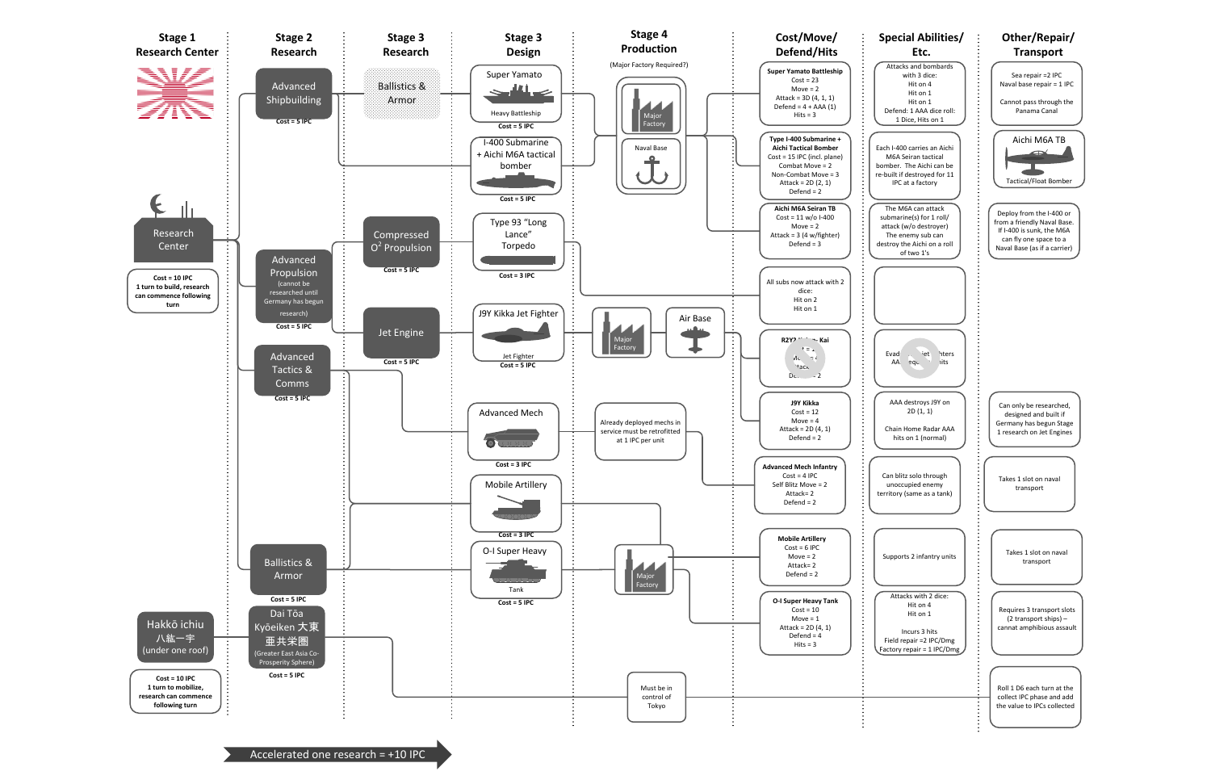| Stage 1 Research Center | Stage 2 Research | Stage 3 Research | Stage 3 Design | Stage 4 Production (Major Factory Required?) | Cost/Move/ Defend/Hits | Special Abilities/ Etc. | Other/Repair/ Transport |
|---|---|---|---|---|---|---|---|
| | Advanced Shipbuilding (Cost = 5 IPC) | Ballistics & Armor | Super Yamato (Heavy Battleship) Cost = 5 IPC | Major Factory / Naval Base | **Super Yamato Battleship** Cost = 23 Move = 2 Attack = 3D (4, 1, 1) Defend = 4 + AAA (1) Hits = 3 | Attacks and bombards with 3 dice: Hit on 4 Hit on 1 Hit on 1 Defend: 1 AAA dice roll: 1 Dice, Hits on 1 | Sea repair =2 IPC Naval base repair = 1 IPC Cannot pass through the Panama Canal |
| | | | I-400 Submarine + Aichi M6A tactical bomber Cost = 5 IPC | | **Type I-400 Submarine + Aichi Tactical Bomber** Cost = 15 IPC (incl. plane) Combat Move = 2 Non-Combat Move = 3 Attack = 2D (2, 1) Defend = 2 | Each I-400 carries an Aichi M6A Seiran tactical bomber. The Aichi can be re-built if destroyed for 11 IPC at a factory | Aichi M6A TB (Tactical/Float Bomber) |
| | | | | | **Aichi M6A Seiran TB** Cost = 11 w/o I-400 Move = 2 Attack = 3 (4 w/fighter) Defend = 3 | The M6A can attack submarine(s) for 1 roll/ attack (w/o destroyer) The enemy sub can destroy the Aichi on a roll of two 1's | Deploy from the I-400 or from a friendly Naval Base. If I-400 is sunk, the M6A can fly one space to a Naval Base (as if a carrier) |
| Research Center (Cost = 10 IPC 1 turn to build, research can commence following turn) | Advanced Propulsion (cannot be researched until Germany has begun research) Cost = 5 IPC | Compressed $O^2$ Propulsion Cost = 5 IPC | Type 93 "Long Lance" Torpedo Cost = 3 IPC | | All subs now attack with 2 dice: Hit on 2 Hit on 1 | | |
| | | Jet Engine Cost = 5 IPC | J9Y Kikka Jet Fighter (Jet Fighter) Cost = 5 IPC | Major Factory / Air Base | R2Y2 Keiun-Kai ... Move ... Attack ... Defend = 2 | Evade ... Jet Fighters AA... equ... hits | |
| | | | | | **J9Y Kikka** Cost = 12 Move = 4 Attack = 2D (4, 1) Defend = 2 | AAA destroys J9Y on 2D (1, 1) Chain Home Radar AAA hits on 1 (normal) | Can only be researched, designed and built if Germany has begun Stage 1 research on Jet Engines |
| | Advanced Tactics & Comms Cost = 5 IPC | | Advanced Mech Cost = 3 IPC | Already deployed mechs in service must be retrofitted at 1 IPC per unit | **Advanced Mech Infantry** Cost = 4 IPC Self Blitz Move = 2 Attack= 2 Defend = 2 | Can blitz solo through unoccupied enemy territory (same as a tank) | Takes 1 slot on naval transport |
| | | | Mobile Artillery Cost = 3 IPC | | **Mobile Artillery** Cost = 6 IPC Move = 2 Attack= 2 Defend = 2 | Supports 2 infantry units | Takes 1 slot on naval transport |
| | Ballistics & Armor Cost = 5 IPC | | O-I Super Heavy Tank Cost = 5 IPC | Major Factory | **O-I Super Heavy Tank** Cost = 10 Move = 1 Attack = 2D (4, 1) Defend = 4 Hits = 3 | Attacks with 2 dice: Hit on 4 Hit on 1 Incurs 3 hits Field repair =2 IPC/Dmg Factory repair = 1 IPC/Dmg | Requires 3 transport slots (2 transport ships) – cannot amphibious assault |
| Hakkō ichiu 八紘一宇 (under one roof) (Cost = 10 IPC 1 turn to mobilize, research can commence following turn) | Dai Tōa Kyōeiken 大東亜共栄圏 (Greater East Asia Co-Prosperity Sphere) Cost = 5 IPC | | | Must be in control of Tokyo | | | Roll 1 D6 each turn at the collect IPC phase and add the value to IPCs collected |

Accelerated one research = +10 IPC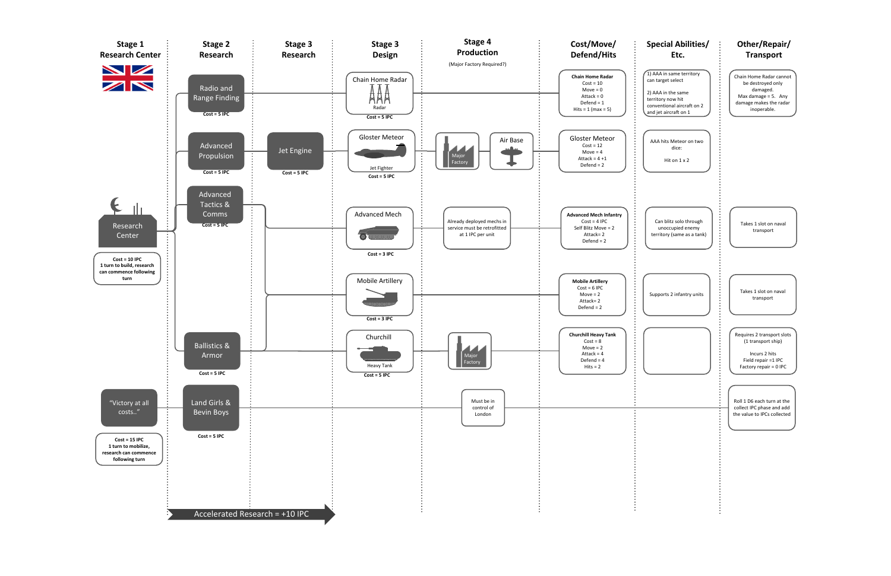| Stage 1 Research Center | Stage 2 Research | Stage 3 Research | Stage 3 Design | Stage 4 Production (Major Factory Required?) | Cost/Move/ Defend/Hits | Special Abilities/ Etc. | Other/Repair/ Transport |
|---|---|---|---|---|---|---|---|
| Research Center — Cost = 10 IPC, 1 turn to build, research can commence following turn | Radio and Range Finding (Cost = 5 IPC) | | Chain Home Radar — Radar (Cost = 5 IPC) | | Chain Home Radar: Cost = 10, Move = 0, Attack = 0, Defend = 1, Hits = 1 (max = 5) | 1) AAA in same territory can target select<br>2) AAA in the same territory now hit conventional aircraft on 2 and jet aircraft on 1 | Chain Home Radar cannot be destroyed only damaged. Max damage = 5. Any damage makes the radar inoperable. |
| | Advanced Propulsion (Cost = 5 IPC) | Jet Engine (Cost = 5 IPC) | Gloster Meteor — Jet Fighter (Cost = 5 IPC) | Major Factory; Air Base | Gloster Meteor: Cost = 12, Move = 4, Attack = 4 +1, Defend = 2 | AAA hits Meteor on two dice: Hit on 1 x 2 | |
| | Advanced Tactics & Comms (Cost = 5 IPC) | | Advanced Mech (Cost = 3 IPC) | Already deployed mechs in service must be retrofitted at 1 IPC per unit | Advanced Mech Infantry: Cost = 4 IPC, Self Blitz Move = 2, Attack= 2, Defend = 2 | Can blitz solo through unoccupied enemy territory (same as a tank) | Takes 1 slot on naval transport |
| | | | Mobile Artillery (Cost = 3 IPC) | | Mobile Artillery: Cost = 6 IPC, Move = 2, Attack= 2, Defend = 2 | Supports 2 infantry units | Takes 1 slot on naval transport |
| | Ballistics & Armor (Cost = 5 IPC) | | Churchill — Heavy Tank (Cost = 5 IPC) | Major Factory | Churchill Heavy Tank: Cost = 8, Move = 2, Attack = 4, Defend = 4, Hits = 2 | | Requires 2 transport slots (1 transport ship)<br>Incurs 2 hits<br>Field repair =1 IPC<br>Factory repair = 0 IPC |
| "Victory at all costs.." — Cost = 15 IPC, 1 turn to mobilize, research can commence following turn | Land Girls & Bevin Boys (Cost = 5 IPC) | | | Must be in control of London | | | Roll 1 D6 each turn at the collect IPC phase and add the value to IPCs collected |

Accelerated Research = +10 IPC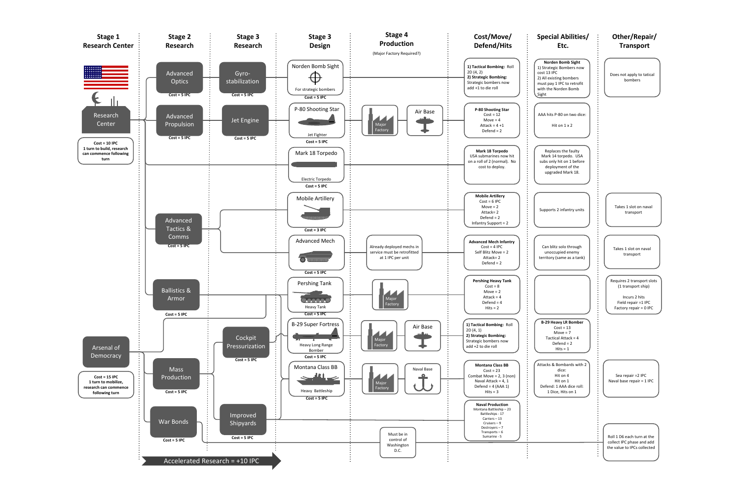| Stage 1 Research Center | Stage 2 Research | Stage 3 Research | Stage 3 Design | Stage 4 Production (Major Factory Required?) | Cost/Move/ Defend/Hits | Special Abilities/ Etc. | Other/Repair/ Transport |
|---|---|---|---|---|---|---|---|
| Research Center (Cost = 10 IPC; 1 turn to build, research can commence following turn) | Advanced Optics (Cost = 5 IPC) | Gyro-stabilization (Cost = 5 IPC) | Norden Bomb Sight – For strategic bombers (Cost = 5 IPC) | | 1) Tactical Bombing: Roll 2D (4, 2) 2) Strategic Bombing: Strategic bombers now add +1 to die roll | Norden Bomb Sight 1) Strategic Bombers now cost 13 IPC 2) All existing bombers must pay 1 IPC to retrofit with the Norden Bomb Sight | Does not apply to tatical bombers |
| | Advanced Propulsion (Cost = 5 IPC) | Jet Engine (Cost = 5 IPC) | P-80 Shooting Star – Jet Fighter (Cost = 5 IPC) | Major Factory; Air Base | P-80 Shooting Star Cost = 12 Move = 4 Attack = 4 +1 Defend = 2 | AAA hits P-80 on two dice: Hit on 1 x 2 | |
| | | | Mark 18 Torpedo – Electric Torpedo (Cost = 5 IPC) | | Mark 18 Torpedo USA submarines now hit on a roll of 2 (normal). No cost to deploy. | Replaces the faulty Mark 14 torpedo. USA subs only hit on 1 before deployment of the upgraded Mark 18. | |
| | Advanced Tactics & Comms (Cost = 5 IPC) | | Mobile Artillery (Cost = 3 IPC) | | Mobile Artillery Cost = 6 IPC Move = 2 Attack= 2 Defend = 2 Infantry Support = 2 | Supports 2 infantry units | Takes 1 slot on naval transport |
| | | | Advanced Mech (Cost = 5 IPC) | Already deployed mechs in service must be retrofitted at 1 IPC per unit | Advanced Mech Infantry Cost = 4 IPC Self Blitz Move = 2 Attack= 2 Defend = 2 | Can blitz solo through unoccupied enemy territory (same as a tank) | Takes 1 slot on naval transport |
| | Ballistics & Armor (Cost = 5 IPC) | | Pershing Tank – Heavy Tank (Cost = 5 IPC) | Major Factory | Pershing Heavy Tank Cost = 8 Move = 2 Attack = 4 Defend = 4 Hits = 2 | | Requires 2 transport slots (1 transport ship) Incurs 2 hits Field repair =1 IPC Factory repair = 0 IPC |
| Arsenal of Democracy (Cost = 15 IPC; 1 turn to mobilize, research can commence following turn) | | Cockpit Pressurization (Cost = 5 IPC) | B-29 Super Fortress – Heavy Long Range Bomber (Cost = 5 IPC) | Major Factory; Air Base | 1) Tactical Bombing: Roll 2D (4, 1) 2) Strategic Bombing: Strategic bombers now add +2 to die roll | B-29 Heavy LR Bomber Cost = 13 Move = 7 Tactical Attack = 4 Defend = 2 Hits = 1 | |
| | Mass Production (Cost = 5 IPC) | | Montana Class BB – Heavy Battleship (Cost = 5 IPC) | Major Factory; Naval Base | Montana Class BB Cost = 23 Combat Move = 2, 3 (non) Naval Attack = 4, 1 Defend = 4 (AAA 1) Hits = 3 | Attacks & Bombards with 2 dice: Hit on 4 Hit on 1 Defend: 1 AAA dice roll: 1 Dice, Hits on 1 | Sea repair =2 IPC Naval base repair = 1 IPC |
| | | Improved Shipyards (Cost = 5 IPC) | | | Naval Production Montana Battleship – 23 Battleships - 17 Carriers – 13 Cruisers – 9 Destroyers – 7 Transports – 6 Sumarine - 5 | | |
| | War Bonds (Cost = 5 IPC) | | | Must be in control of Washington D.C. | | | Roll 1 D6 each turn at the collect IPC phase and add the value to IPCs collected |

Accelerated Research = +10 IPC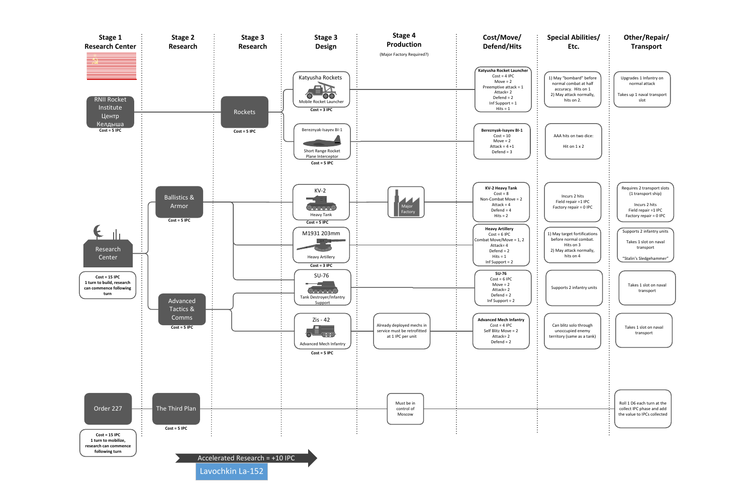| Stage 1 Research Center | Stage 2 Research | Stage 3 Research | Stage 3 Design | Stage 4 Production (Major Factory Required?) | Cost/Move/ Defend/Hits | Special Abilities/ Etc. | Other/Repair/ Transport |
|---|---|---|---|---|---|---|---|
| RNII Rocket Institute Центр Келдыша<br>Cost = 5 IPC | | Rockets<br>Cost = 5 IPC | Katyusha Rockets<br>Mobile Rocket Launcher<br>Cost = 3 IPC | | **Katyusha Rocket Launcher**<br>Cost = 4 IPC<br>Move = 2<br>Preemptive attack = 1<br>Attack= 2<br>Defend = 2<br>Inf Support = 1<br>Hits = 1 | 1) May "bombard" before normal combat at half accuracy. Hits on 1<br>2) May attack normally, hits on 2. | Upgrades 1 Infantry on normal attack<br><br>Takes up 1 naval transport slot |
| | | | Bereznyak-Isayev BI-1<br>Short Range Rocket Plane Interceptor<br>Cost = 5 IPC | | **Bereznyak-Isayev BI-1**<br>Cost = 10<br>Move = 2<br>Attack = 4 +1<br>Defend = 3 | AAA hits on two dice:<br><br>Hit on 1 x 2 | |
| Research Center<br>Cost = 15 IPC<br>1 turn to build, research can commence following turn | Ballistics & Armor<br>Cost = 5 IPC | | KV-2<br>Heavy Tank<br>Cost = 5 IPC | Major Factory | **KV-2 Heavy Tank**<br>Cost = 8<br>Non-Combat Move = 2<br>Attack = 4<br>Defend = 4<br>Hits = 2 | Incurs 2 hits<br>Field repair =1 IPC<br>Factory repair = 0 IPC | Requires 2 transport slots (1 transport ship)<br><br>Incurs 2 hits<br>Field repair =1 IPC<br>Factory repair = 0 IPC |
| | | | M1931 203mm<br>Heavy Artillery<br>Cost = 3 IPC | | **Heavy Artillery**<br>Cost = 6 IPC<br>Combat Move/Move = 1, 2<br>Attack= 4<br>Defend = 2<br>Hits = 1<br>Inf Support = 2 | 1) May target fortifications before normal combat. Hits on 3<br>2) May attack normally, hits on 4 | Supports 2 infantry units<br><br>Takes 1 slot on naval transport<br><br>"Stalin's Sledgehammer" |
| | | | SU-76<br>Tank Destroyer/Infantry Support | | **SU-76**<br>Cost = 6 IPC<br>Move = 2<br>Attack= 2<br>Defend = 2<br>Inf Support = 2 | Supports 2 infantry units | Takes 1 slot on naval transport |
| | Advanced Tactics & Comms<br>Cost = 5 IPC | | Zis - 42<br>Advanced Mech Infantry<br>Cost = 5 IPC | Already deployed mechs in service must be retrofitted at 1 IPC per unit | **Advanced Mech Infantry**<br>Cost = 4 IPC<br>Self Blitz Move = 2<br>Attack= 2<br>Defend = 2 | Can blitz solo through unoccupied enemy territory (same as a tank) | Takes 1 slot on naval transport |
| Order 227<br>Cost = 15 IPC<br>1 turn to mobilize, research can commence following turn | The Third Plan<br>Cost = 5 IPC | | | Must be in control of Moscow | | | Roll 1 D6 each turn at the collect IPC phase and add the value to IPCs collected |

Accelerated Research = +10 IPC

Lavochkin La-152